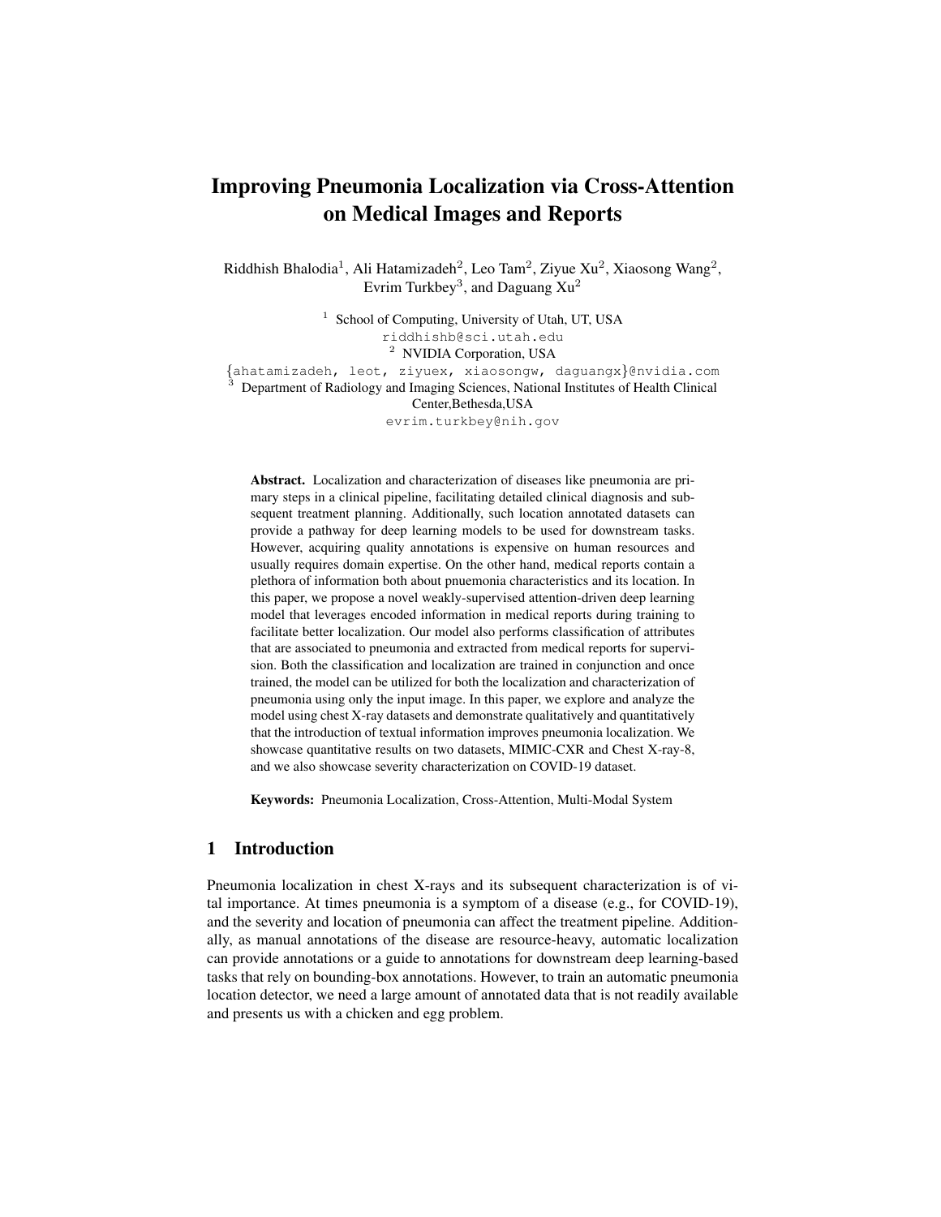# Improving Pneumonia Localization via Cross-Attention on Medical Images and Reports

Riddhish Bhalodia[1], Ali Hatamizadeh[2], Leo Tam[2], Ziyue Xu[2], Xiaosong Wang[2], Evrim Turkbey[3], and Daguang Xu[2]

[1] School of Computing, University of Utah, UT, USA
riddhishb@sci.utah.edu
[2] NVIDIA Corporation, USA
{ahatamizadeh, leot, ziyuex, xiaosongw, daguangx}@nvidia.com
[3] Department of Radiology and Imaging Sciences, National Institutes of Health Clinical Center,Bethesda,USA
evrim.turkbey@nih.gov

**Abstract.** Localization and characterization of diseases like pneumonia are primary steps in a clinical pipeline, facilitating detailed clinical diagnosis and subsequent treatment planning. Additionally, such location annotated datasets can provide a pathway for deep learning models to be used for downstream tasks. However, acquiring quality annotations is expensive on human resources and usually requires domain expertise. On the other hand, medical reports contain a plethora of information both about pnuemonia characteristics and its location. In this paper, we propose a novel weakly-supervised attention-driven deep learning model that leverages encoded information in medical reports during training to facilitate better localization. Our model also performs classification of attributes that are associated to pneumonia and extracted from medical reports for supervision. Both the classification and localization are trained in conjunction and once trained, the model can be utilized for both the localization and characterization of pneumonia using only the input image. In this paper, we explore and analyze the model using chest X-ray datasets and demonstrate qualitatively and quantitatively that the introduction of textual information improves pneumonia localization. We showcase quantitative results on two datasets, MIMIC-CXR and Chest X-ray-8, and we also showcase severity characterization on COVID-19 dataset.

**Keywords:** Pneumonia Localization, Cross-Attention, Multi-Modal System

## 1 Introduction

Pneumonia localization in chest X-rays and its subsequent characterization is of vital importance. At times pneumonia is a symptom of a disease (e.g., for COVID-19), and the severity and location of pneumonia can affect the treatment pipeline. Additionally, as manual annotations of the disease are resource-heavy, automatic localization can provide annotations or a guide to annotations for downstream deep learning-based tasks that rely on bounding-box annotations. However, to train an automatic pneumonia location detector, we need a large amount of annotated data that is not readily available and presents us with a chicken and egg problem.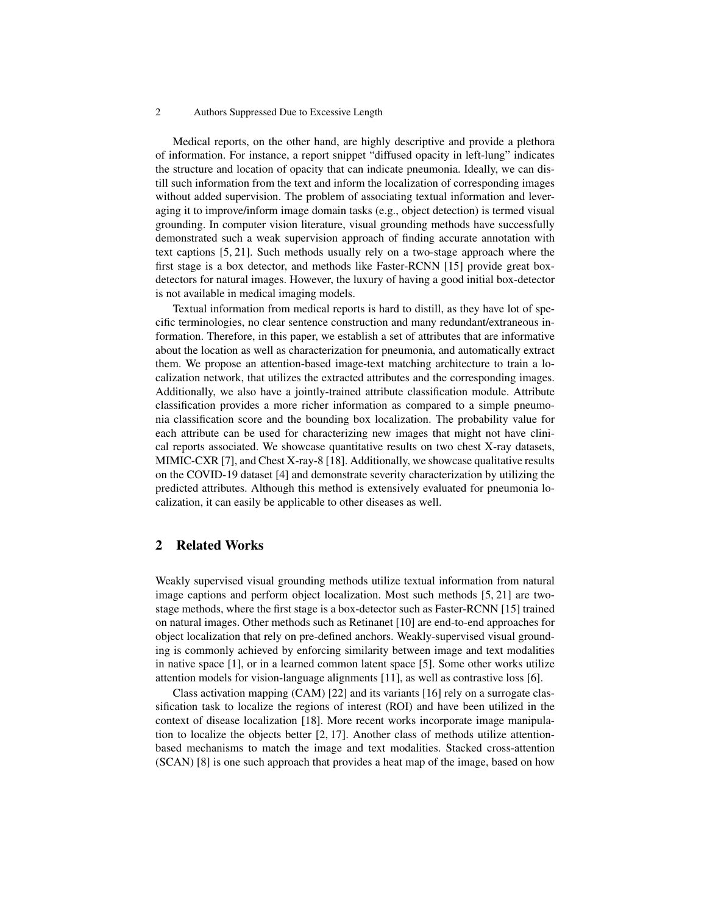Medical reports, on the other hand, are highly descriptive and provide a plethora of information. For instance, a report snippet "diffused opacity in left-lung" indicates the structure and location of opacity that can indicate pneumonia. Ideally, we can distill such information from the text and inform the localization of corresponding images without added supervision. The problem of associating textual information and leveraging it to improve/inform image domain tasks (e.g., object detection) is termed visual grounding. In computer vision literature, visual grounding methods have successfully demonstrated such a weak supervision approach of finding accurate annotation with text captions [5, 21]. Such methods usually rely on a two-stage approach where the first stage is a box detector, and methods like Faster-RCNN [15] provide great box-detectors for natural images. However, the luxury of having a good initial box-detector is not available in medical imaging models.

Textual information from medical reports is hard to distill, as they have lot of specific terminologies, no clear sentence construction and many redundant/extraneous information. Therefore, in this paper, we establish a set of attributes that are informative about the location as well as characterization for pneumonia, and automatically extract them. We propose an attention-based image-text matching architecture to train a localization network, that utilizes the extracted attributes and the corresponding images. Additionally, we also have a jointly-trained attribute classification module. Attribute classification provides a more richer information as compared to a simple pneumonia classification score and the bounding box localization. The probability value for each attribute can be used for characterizing new images that might not have clinical reports associated. We showcase quantitative results on two chest X-ray datasets, MIMIC-CXR [7], and Chest X-ray-8 [18]. Additionally, we showcase qualitative results on the COVID-19 dataset [4] and demonstrate severity characterization by utilizing the predicted attributes. Although this method is extensively evaluated for pneumonia localization, it can easily be applicable to other diseases as well.

## 2 Related Works

Weakly supervised visual grounding methods utilize textual information from natural image captions and perform object localization. Most such methods [5, 21] are two-stage methods, where the first stage is a box-detector such as Faster-RCNN [15] trained on natural images. Other methods such as Retinanet [10] are end-to-end approaches for object localization that rely on pre-defined anchors. Weakly-supervised visual grounding is commonly achieved by enforcing similarity between image and text modalities in native space [1], or in a learned common latent space [5]. Some other works utilize attention models for vision-language alignments [11], as well as contrastive loss [6].

Class activation mapping (CAM) [22] and its variants [16] rely on a surrogate classification task to localize the regions of interest (ROI) and have been utilized in the context of disease localization [18]. More recent works incorporate image manipulation to localize the objects better [2, 17]. Another class of methods utilize attention-based mechanisms to match the image and text modalities. Stacked cross-attention (SCAN) [8] is one such approach that provides a heat map of the image, based on how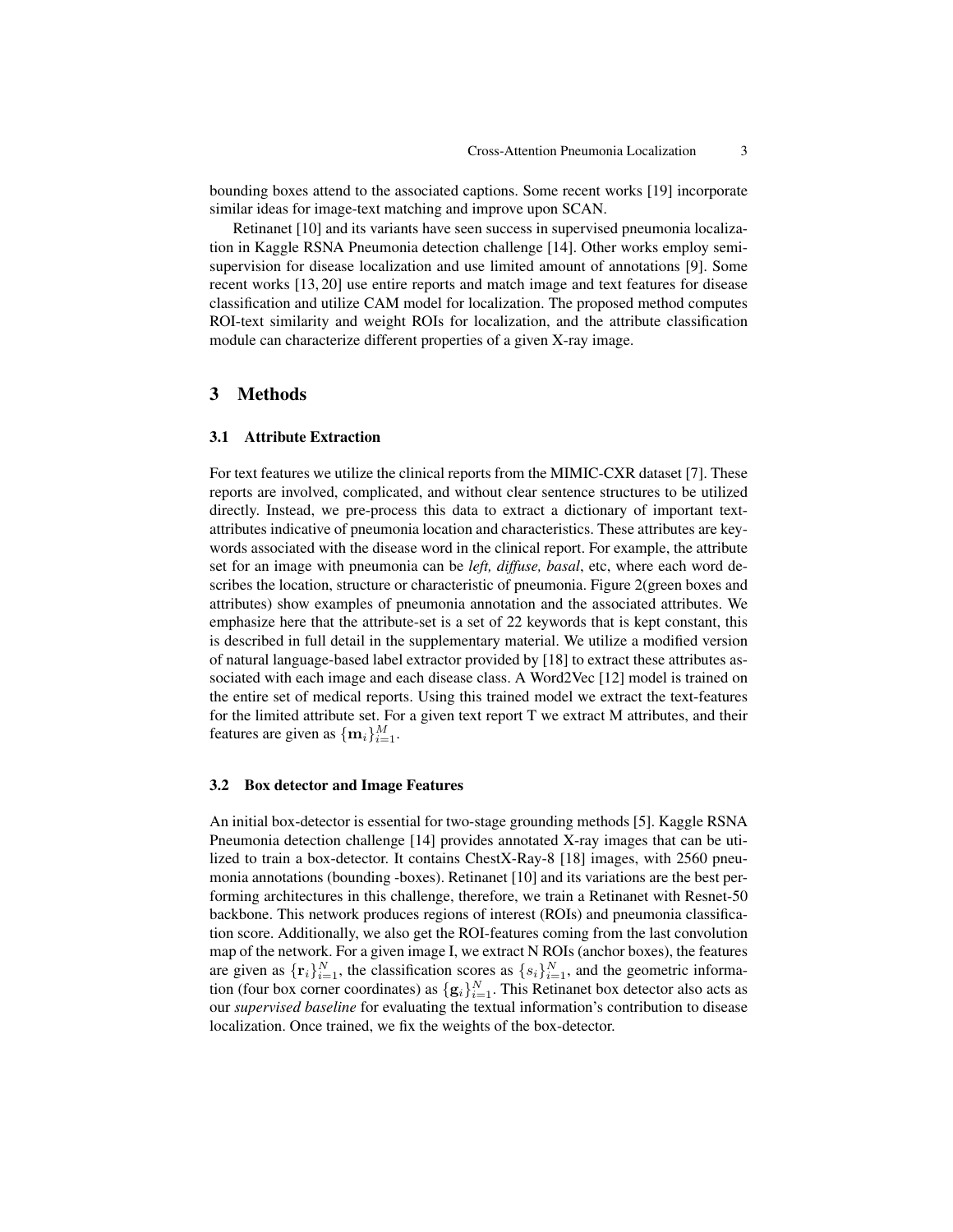bounding boxes attend to the associated captions. Some recent works [19] incorporate similar ideas for image-text matching and improve upon SCAN.

Retinanet [10] and its variants have seen success in supervised pneumonia localization in Kaggle RSNA Pneumonia detection challenge [14]. Other works employ semi-supervision for disease localization and use limited amount of annotations [9]. Some recent works [13, 20] use entire reports and match image and text features for disease classification and utilize CAM model for localization. The proposed method computes ROI-text similarity and weight ROIs for localization, and the attribute classification module can characterize different properties of a given X-ray image.

## 3 Methods

### 3.1 Attribute Extraction

For text features we utilize the clinical reports from the MIMIC-CXR dataset [7]. These reports are involved, complicated, and without clear sentence structures to be utilized directly. Instead, we pre-process this data to extract a dictionary of important text-attributes indicative of pneumonia location and characteristics. These attributes are keywords associated with the disease word in the clinical report. For example, the attribute set for an image with pneumonia can be *left, diffuse, basal*, etc, where each word describes the location, structure or characteristic of pneumonia. Figure 2(green boxes and attributes) show examples of pneumonia annotation and the associated attributes. We emphasize here that the attribute-set is a set of 22 keywords that is kept constant, this is described in full detail in the supplementary material. We utilize a modified version of natural language-based label extractor provided by [18] to extract these attributes associated with each image and each disease class. A Word2Vec [12] model is trained on the entire set of medical reports. Using this trained model we extract the text-features for the limited attribute set. For a given text report T we extract M attributes, and their features are given as $\{\mathbf{m}_i\}_{i=1}^{M}$.

### 3.2 Box detector and Image Features

An initial box-detector is essential for two-stage grounding methods [5]. Kaggle RSNA Pneumonia detection challenge [14] provides annotated X-ray images that can be utilized to train a box-detector. It contains ChestX-Ray-8 [18] images, with 2560 pneumonia annotations (bounding -boxes). Retinanet [10] and its variations are the best performing architectures in this challenge, therefore, we train a Retinanet with Resnet-50 backbone. This network produces regions of interest (ROIs) and pneumonia classification score. Additionally, we also get the ROI-features coming from the last convolution map of the network. For a given image I, we extract N ROIs (anchor boxes), the features are given as $\{\mathbf{r}_i\}_{i=1}^{N}$, the classification scores as $\{s_i\}_{i=1}^{N}$, and the geometric information (four box corner coordinates) as $\{\mathbf{g}_i\}_{i=1}^{N}$. This Retinanet box detector also acts as our *supervised baseline* for evaluating the textual information's contribution to disease localization. Once trained, we fix the weights of the box-detector.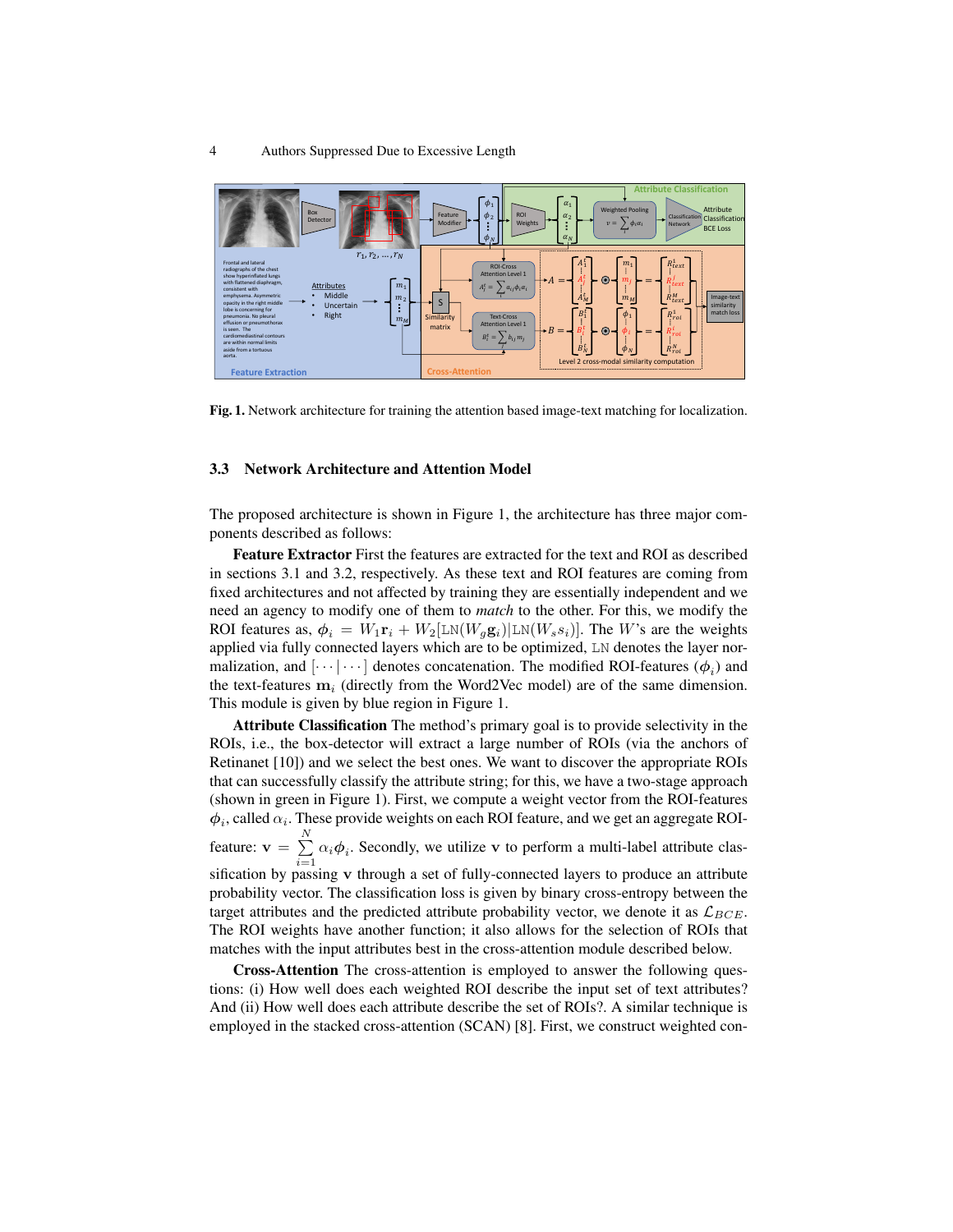**Fig. 1.** Network architecture for training the attention based image-text matching for localization.

### 3.3 Network Architecture and Attention Model

The proposed architecture is shown in Figure 1, the architecture has three major components described as follows:

**Feature Extractor** First the features are extracted for the text and ROI as described in sections 3.1 and 3.2, respectively. As these text and ROI features are coming from fixed architectures and not affected by training they are essentially independent and we need an agency to modify one of them to *match* to the other. For this, we modify the ROI features as, $\boldsymbol{\phi}_i = W_1 \mathbf{r}_i + W_2[\texttt{LN}(W_g \mathbf{g}_i) | \texttt{LN}(W_s s_i)]$. The $W$'s are the weights applied via fully connected layers which are to be optimized, LN denotes the layer normalization, and $[\cdots|\cdots]$ denotes concatenation. The modified ROI-features ($\boldsymbol{\phi}_i$) and the text-features $\mathbf{m}_i$ (directly from the Word2Vec model) are of the same dimension. This module is given by blue region in Figure 1.

**Attribute Classification** The method's primary goal is to provide selectivity in the ROIs, i.e., the box-detector will extract a large number of ROIs (via the anchors of Retinanet [10]) and we select the best ones. We want to discover the appropriate ROIs that can successfully classify the attribute string; for this, we have a two-stage approach (shown in green in Figure 1). First, we compute a weight vector from the ROI-features $\boldsymbol{\phi}_i$, called $\alpha_i$. These provide weights on each ROI feature, and we get an aggregate ROI-feature: $\mathbf{v} = \sum_{i=1}^{N} \alpha_i \boldsymbol{\phi}_i$. Secondly, we utilize $\mathbf{v}$ to perform a multi-label attribute classification by passing $\mathbf{v}$ through a set of fully-connected layers to produce an attribute probability vector. The classification loss is given by binary cross-entropy between the target attributes and the predicted attribute probability vector, we denote it as $\mathcal{L}_{BCE}$. The ROI weights have another function; it also allows for the selection of ROIs that matches with the input attributes best in the cross-attention module described below.

**Cross-Attention** The cross-attention is employed to answer the following questions: (i) How well does each weighted ROI describe the input set of text attributes? And (ii) How well does each attribute describe the set of ROIs?. A similar technique is employed in the stacked cross-attention (SCAN) [8]. First, we construct weighted con-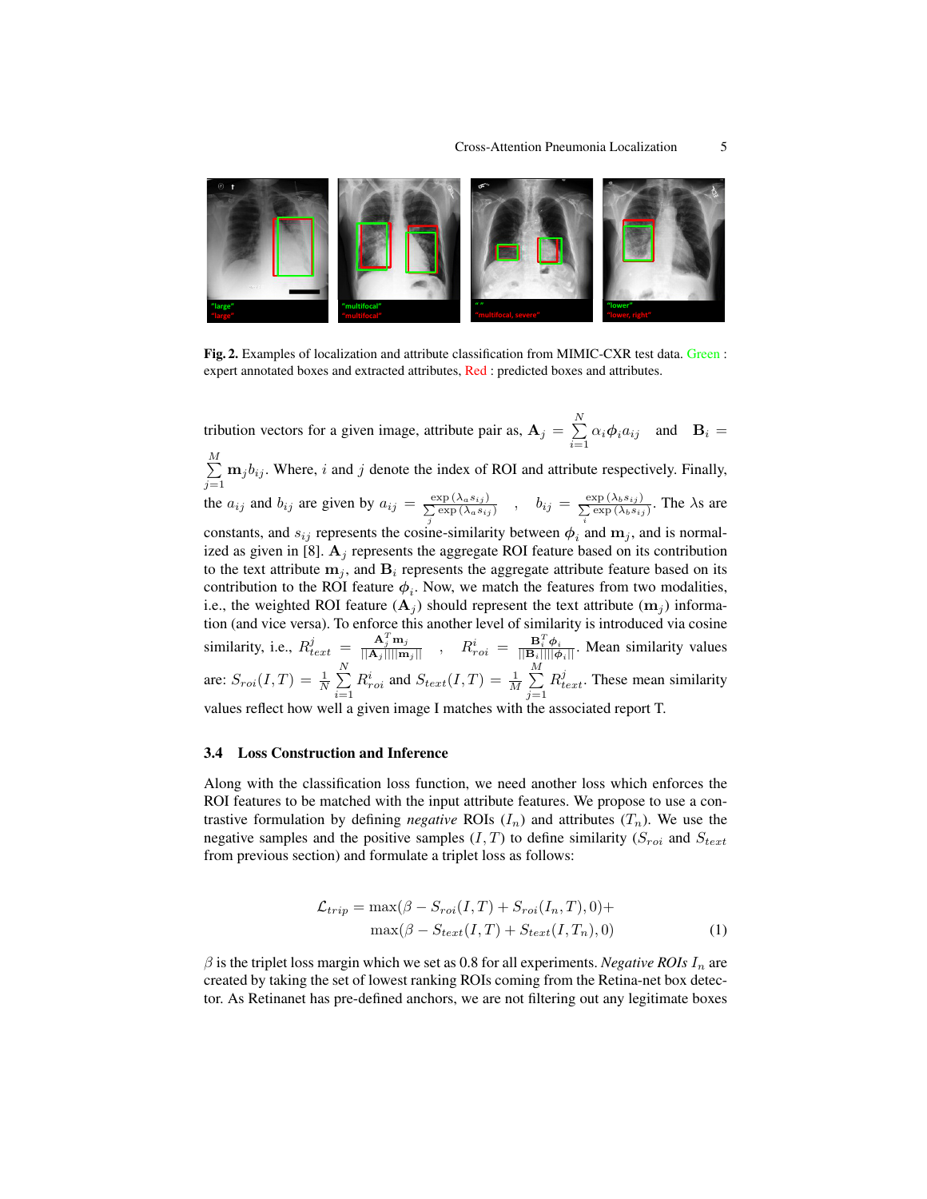**Fig. 2.** Examples of localization and attribute classification from MIMIC-CXR test data. Green : expert annotated boxes and extracted attributes, Red : predicted boxes and attributes.

tribution vectors for a given image, attribute pair as, $\mathbf{A}_j = \sum_{i=1}^{N} \alpha_i \boldsymbol{\phi}_i a_{ij}$ and $\mathbf{B}_i = \sum_{j=1}^{M} \mathbf{m}_j b_{ij}$. Where, $i$ and $j$ denote the index of ROI and attribute respectively. Finally, the $a_{ij}$ and $b_{ij}$ are given by $a_{ij} = \frac{\exp(\lambda_a s_{ij})}{\sum_j \exp(\lambda_a s_{ij})}$ , $b_{ij} = \frac{\exp(\lambda_b s_{ij})}{\sum_i \exp(\lambda_b s_{ij})}$. The $\lambda$s are constants, and $s_{ij}$ represents the cosine-similarity between $\boldsymbol{\phi}_i$ and $\mathbf{m}_j$, and is normalized as given in [8]. $\mathbf{A}_j$ represents the aggregate ROI feature based on its contribution to the text attribute $\mathbf{m}_j$, and $\mathbf{B}_i$ represents the aggregate attribute feature based on its contribution to the ROI feature $\boldsymbol{\phi}_i$. Now, we match the features from two modalities, i.e., the weighted ROI feature ($\mathbf{A}_j$) should represent the text attribute ($\mathbf{m}_j$) information (and vice versa). To enforce this another level of similarity is introduced via cosine similarity, i.e., $R^j_{text} = \frac{\mathbf{A}_j^T \mathbf{m}_j}{||\mathbf{A}_j|| ||\mathbf{m}_j||}$ , $R^i_{roi} = \frac{\mathbf{B}_i^T \boldsymbol{\phi}_i}{||\mathbf{B}_i|| ||\boldsymbol{\phi}_i||}$. Mean similarity values are: $S_{roi}(I, T) = \frac{1}{N} \sum_{i=1}^{N} R^i_{roi}$ and $S_{text}(I, T) = \frac{1}{M} \sum_{j=1}^{M} R^j_{text}$. These mean similarity values reflect how well a given image I matches with the associated report T.

### 3.4 Loss Construction and Inference

Along with the classification loss function, we need another loss which enforces the ROI features to be matched with the input attribute features. We propose to use a contrastive formulation by defining *negative* ROIs ($I_n$) and attributes ($T_n$). We use the negative samples and the positive samples $(I, T)$ to define similarity ($S_{roi}$ and $S_{text}$ from previous section) and formulate a triplet loss as follows:

$$\mathcal{L}_{trip} = \max(\beta - S_{roi}(I, T) + S_{roi}(I_n, T), 0) + \max(\beta - S_{text}(I, T) + S_{text}(I, T_n), 0) \tag{1}$$

$\beta$ is the triplet loss margin which we set as 0.8 for all experiments. *Negative ROIs* $I_n$ are created by taking the set of lowest ranking ROIs coming from the Retina-net box detector. As Retinanet has pre-defined anchors, we are not filtering out any legitimate boxes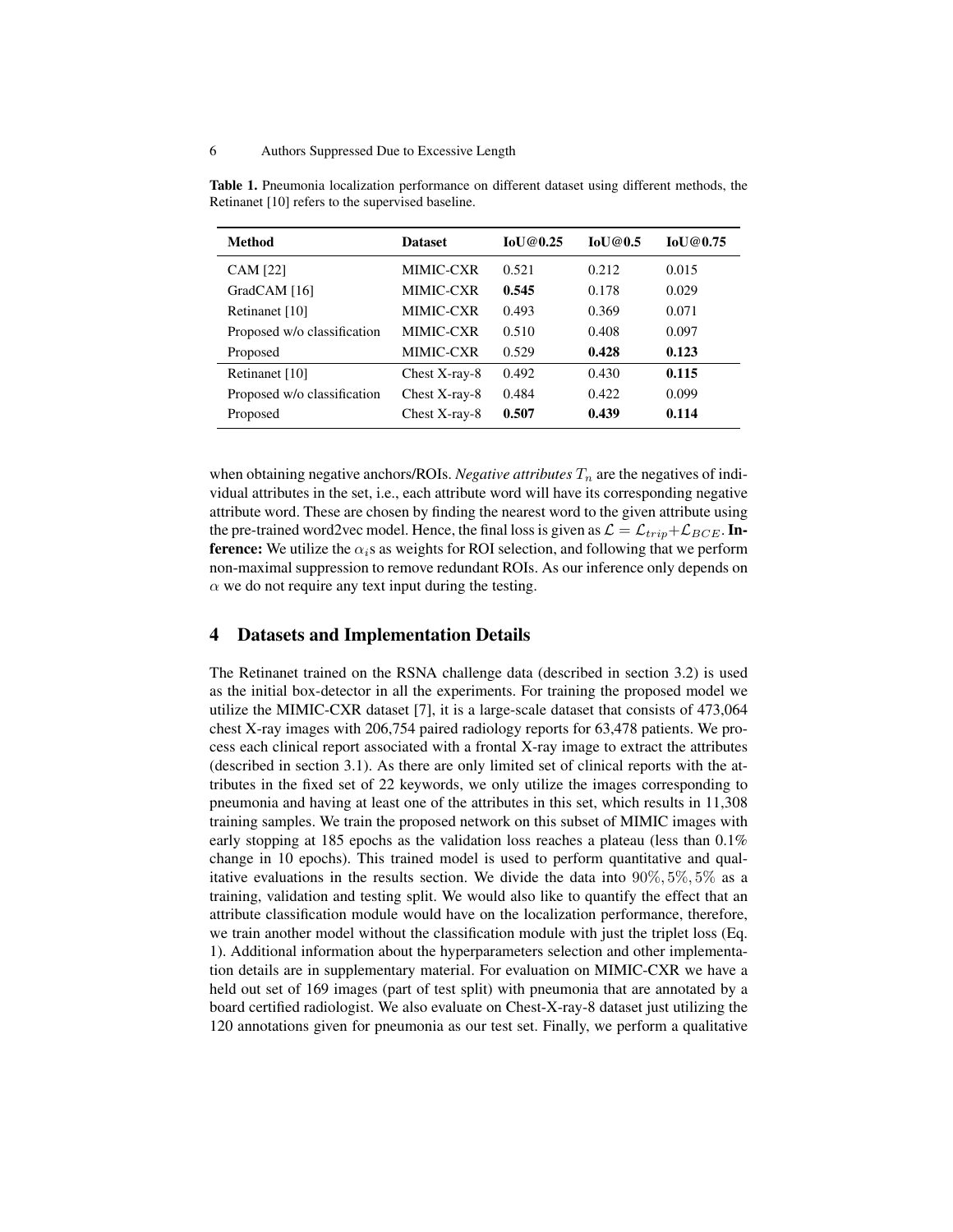**Table 1.** Pneumonia localization performance on different dataset using different methods, the Retinanet [10] refers to the supervised baseline.

| Method | Dataset | IoU@0.25 | IoU@0.5 | IoU@0.75 |
|---|---|---|---|---|
| CAM [22] | MIMIC-CXR | 0.521 | 0.212 | 0.015 |
| GradCAM [16] | MIMIC-CXR | **0.545** | 0.178 | 0.029 |
| Retinanet [10] | MIMIC-CXR | 0.493 | 0.369 | 0.071 |
| Proposed w/o classification | MIMIC-CXR | 0.510 | 0.408 | 0.097 |
| Proposed | MIMIC-CXR | 0.529 | **0.428** | **0.123** |
| Retinanet [10] | Chest X-ray-8 | 0.492 | 0.430 | **0.115** |
| Proposed w/o classification | Chest X-ray-8 | 0.484 | 0.422 | 0.099 |
| Proposed | Chest X-ray-8 | **0.507** | **0.439** | **0.114** |

when obtaining negative anchors/ROIs. *Negative attributes* $T_n$ are the negatives of individual attributes in the set, i.e., each attribute word will have its corresponding negative attribute word. These are chosen by finding the nearest word to the given attribute using the pre-trained word2vec model. Hence, the final loss is given as $\mathcal{L} = \mathcal{L}_{trip} + \mathcal{L}_{BCE}$. **Inference:** We utilize the $\alpha_i$s as weights for ROI selection, and following that we perform non-maximal suppression to remove redundant ROIs. As our inference only depends on $\alpha$ we do not require any text input during the testing.

## 4 Datasets and Implementation Details

The Retinanet trained on the RSNA challenge data (described in section 3.2) is used as the initial box-detector in all the experiments. For training the proposed model we utilize the MIMIC-CXR dataset [7], it is a large-scale dataset that consists of 473,064 chest X-ray images with 206,754 paired radiology reports for 63,478 patients. We process each clinical report associated with a frontal X-ray image to extract the attributes (described in section 3.1). As there are only limited set of clinical reports with the attributes in the fixed set of 22 keywords, we only utilize the images corresponding to pneumonia and having at least one of the attributes in this set, which results in 11,308 training samples. We train the proposed network on this subset of MIMIC images with early stopping at 185 epochs as the validation loss reaches a plateau (less than 0.1% change in 10 epochs). This trained model is used to perform quantitative and qualitative evaluations in the results section. We divide the data into $90\%, 5\%, 5\%$ as a training, validation and testing split. We would also like to quantify the effect that an attribute classification module would have on the localization performance, therefore, we train another model without the classification module with just the triplet loss (Eq. 1). Additional information about the hyperparameters selection and other implementation details are in supplementary material. For evaluation on MIMIC-CXR we have a held out set of 169 images (part of test split) with pneumonia that are annotated by a board certified radiologist. We also evaluate on Chest-X-ray-8 dataset just utilizing the 120 annotations given for pneumonia as our test set. Finally, we perform a qualitative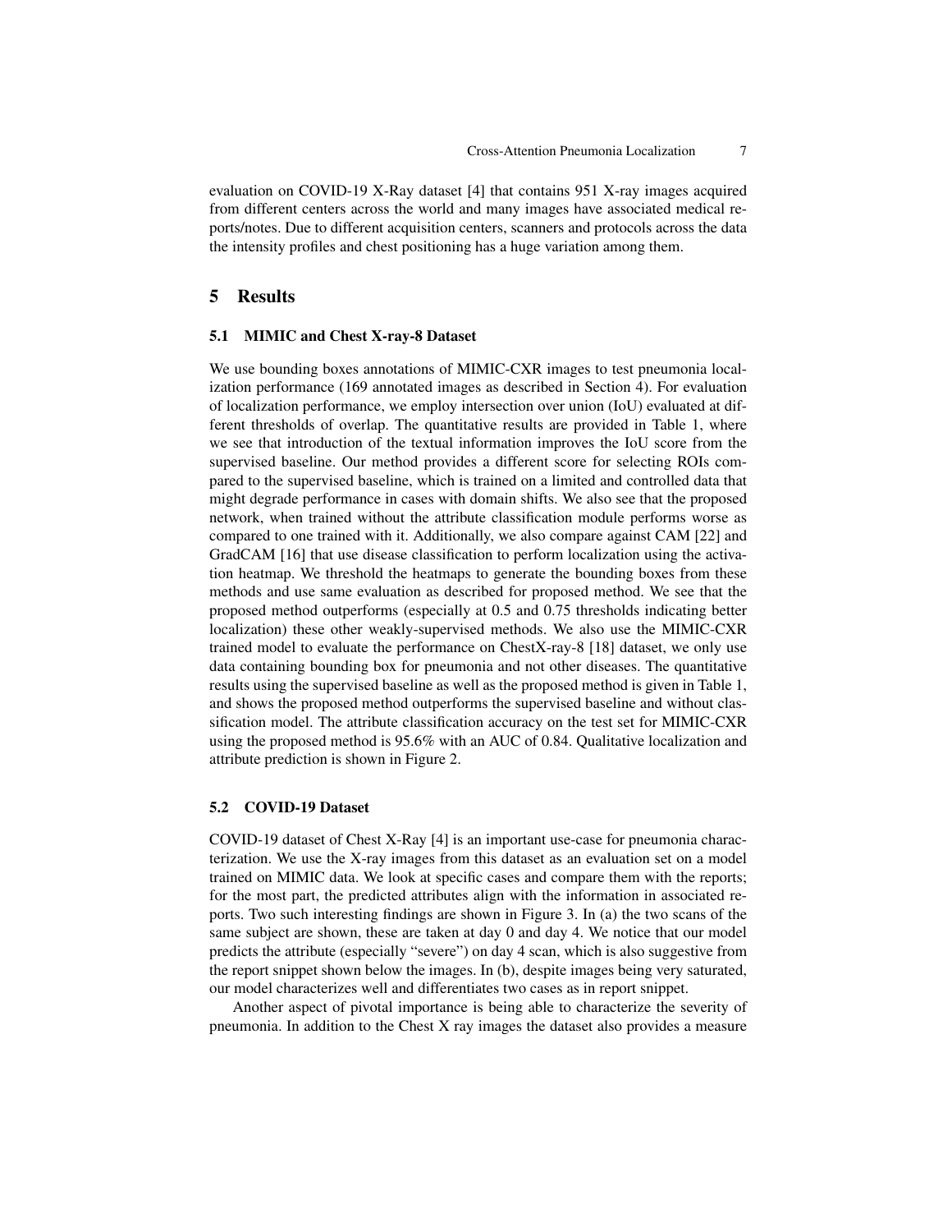evaluation on COVID-19 X-Ray dataset [4] that contains 951 X-ray images acquired from different centers across the world and many images have associated medical reports/notes. Due to different acquisition centers, scanners and protocols across the data the intensity profiles and chest positioning has a huge variation among them.

# 5 Results

## 5.1 MIMIC and Chest X-ray-8 Dataset

We use bounding boxes annotations of MIMIC-CXR images to test pneumonia localization performance (169 annotated images as described in Section 4). For evaluation of localization performance, we employ intersection over union (IoU) evaluated at different thresholds of overlap. The quantitative results are provided in Table 1, where we see that introduction of the textual information improves the IoU score from the supervised baseline. Our method provides a different score for selecting ROIs compared to the supervised baseline, which is trained on a limited and controlled data that might degrade performance in cases with domain shifts. We also see that the proposed network, when trained without the attribute classification module performs worse as compared to one trained with it. Additionally, we also compare against CAM [22] and GradCAM [16] that use disease classification to perform localization using the activation heatmap. We threshold the heatmaps to generate the bounding boxes from these methods and use same evaluation as described for proposed method. We see that the proposed method outperforms (especially at 0.5 and 0.75 thresholds indicating better localization) these other weakly-supervised methods. We also use the MIMIC-CXR trained model to evaluate the performance on ChestX-ray-8 [18] dataset, we only use data containing bounding box for pneumonia and not other diseases. The quantitative results using the supervised baseline as well as the proposed method is given in Table 1, and shows the proposed method outperforms the supervised baseline and without classification model. The attribute classification accuracy on the test set for MIMIC-CXR using the proposed method is 95.6% with an AUC of 0.84. Qualitative localization and attribute prediction is shown in Figure 2.

## 5.2 COVID-19 Dataset

COVID-19 dataset of Chest X-Ray [4] is an important use-case for pneumonia characterization. We use the X-ray images from this dataset as an evaluation set on a model trained on MIMIC data. We look at specific cases and compare them with the reports; for the most part, the predicted attributes align with the information in associated reports. Two such interesting findings are shown in Figure 3. In (a) the two scans of the same subject are shown, these are taken at day 0 and day 4. We notice that our model predicts the attribute (especially "severe") on day 4 scan, which is also suggestive from the report snippet shown below the images. In (b), despite images being very saturated, our model characterizes well and differentiates two cases as in report snippet.

Another aspect of pivotal importance is being able to characterize the severity of pneumonia. In addition to the Chest X ray images the dataset also provides a measure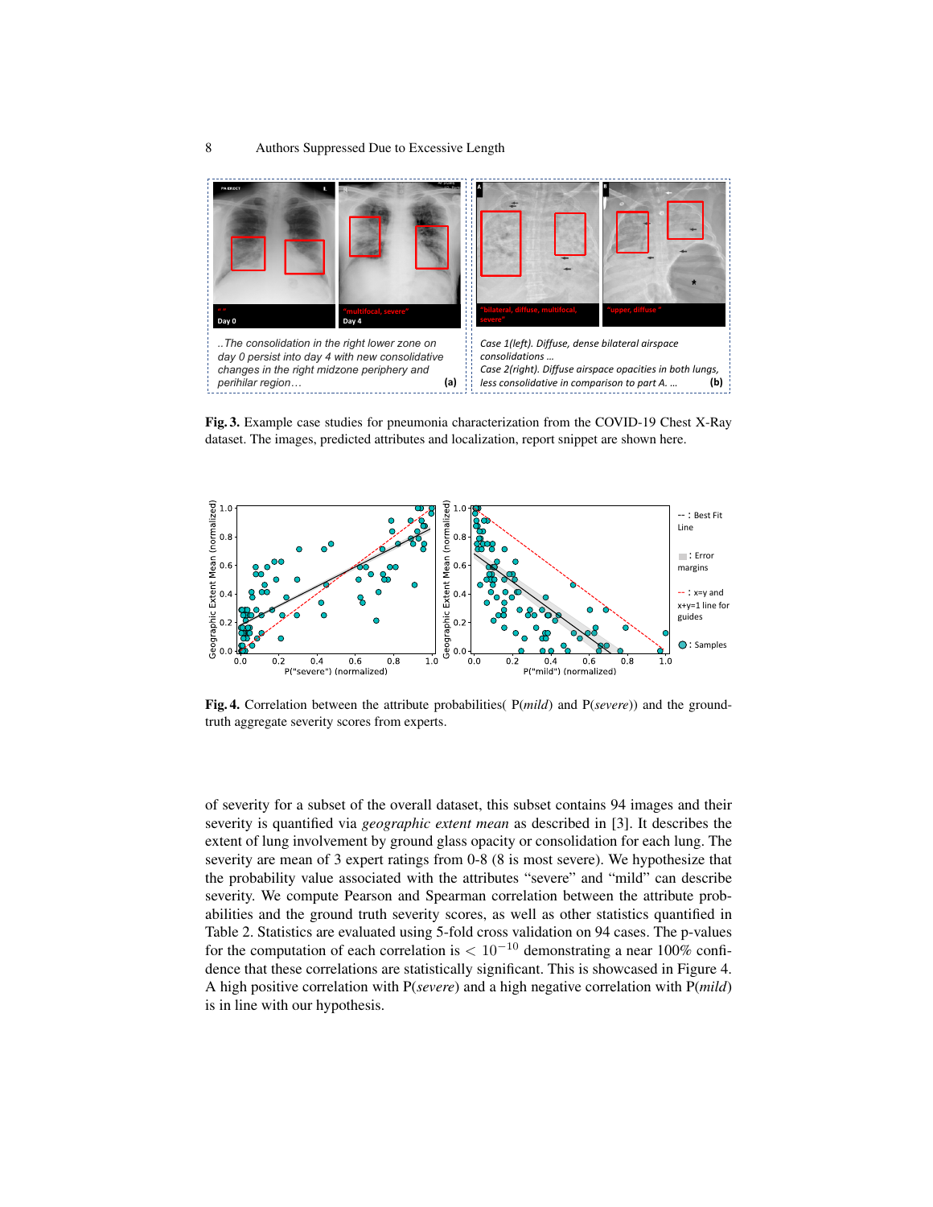**Fig. 3.** Example case studies for pneumonia characterization from the COVID-19 Chest X-Ray dataset. The images, predicted attributes and localization, report snippet are shown here.

**Fig. 4.** Correlation between the attribute probabilities( P(*mild*) and P(*severe*)) and the ground-truth aggregate severity scores from experts.

of severity for a subset of the overall dataset, this subset contains 94 images and their severity is quantified via *geographic extent mean* as described in [3]. It describes the extent of lung involvement by ground glass opacity or consolidation for each lung. The severity are mean of 3 expert ratings from 0-8 (8 is most severe). We hypothesize that the probability value associated with the attributes "severe" and "mild" can describe severity. We compute Pearson and Spearman correlation between the attribute probabilities and the ground truth severity scores, as well as other statistics quantified in Table 2. Statistics are evaluated using 5-fold cross validation on 94 cases. The p-values for the computation of each correlation is $< 10^{-10}$ demonstrating a near 100% confidence that these correlations are statistically significant. This is showcased in Figure 4. A high positive correlation with P(*severe*) and a high negative correlation with P(*mild*) is in line with our hypothesis.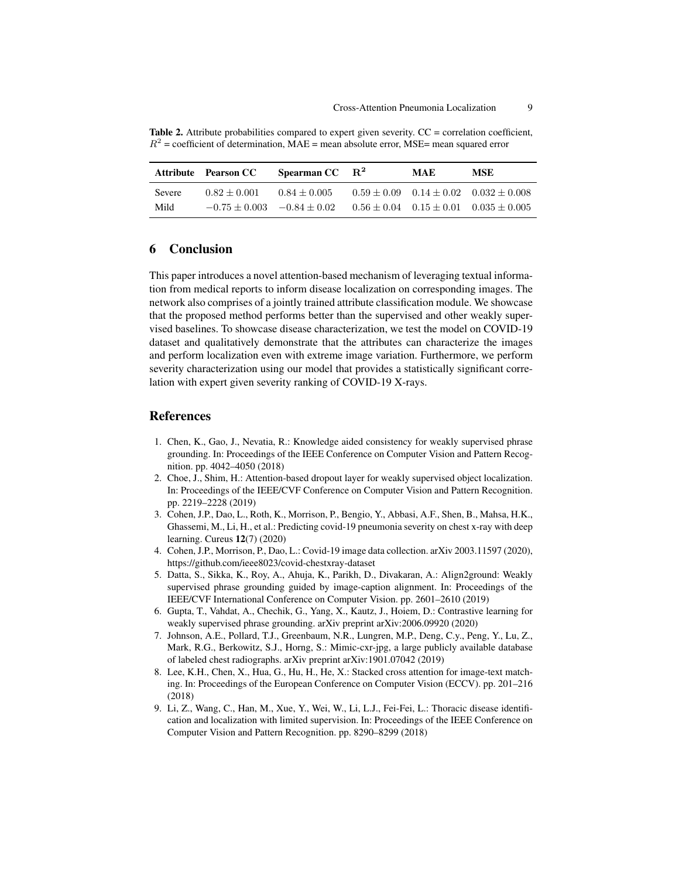**Table 2.** Attribute probabilities compared to expert given severity. CC = correlation coefficient, $R^2$ = coefficient of determination, MAE = mean absolute error, MSE= mean squared error

| Attribute | Pearson CC | Spearman CC | $\mathbf{R^2}$ | MAE | MSE |
|---|---|---|---|---|---|
| Severe | $0.82 \pm 0.001$ | $0.84 \pm 0.005$ | $0.59 \pm 0.09$ | $0.14 \pm 0.02$ | $0.032 \pm 0.008$ |
| Mild | $-0.75 \pm 0.003$ | $-0.84 \pm 0.02$ | $0.56 \pm 0.04$ | $0.15 \pm 0.01$ | $0.035 \pm 0.005$ |

## 6 Conclusion

This paper introduces a novel attention-based mechanism of leveraging textual information from medical reports to inform disease localization on corresponding images. The network also comprises of a jointly trained attribute classification module. We showcase that the proposed method performs better than the supervised and other weakly supervised baselines. To showcase disease characterization, we test the model on COVID-19 dataset and qualitatively demonstrate that the attributes can characterize the images and perform localization even with extreme image variation. Furthermore, we perform severity characterization using our model that provides a statistically significant correlation with expert given severity ranking of COVID-19 X-rays.

## References

1. Chen, K., Gao, J., Nevatia, R.: Knowledge aided consistency for weakly supervised phrase grounding. In: Proceedings of the IEEE Conference on Computer Vision and Pattern Recognition. pp. 4042–4050 (2018)
2. Choe, J., Shim, H.: Attention-based dropout layer for weakly supervised object localization. In: Proceedings of the IEEE/CVF Conference on Computer Vision and Pattern Recognition. pp. 2219–2228 (2019)
3. Cohen, J.P., Dao, L., Roth, K., Morrison, P., Bengio, Y., Abbasi, A.F., Shen, B., Mahsa, H.K., Ghassemi, M., Li, H., et al.: Predicting covid-19 pneumonia severity on chest x-ray with deep learning. Cureus **12**(7) (2020)
4. Cohen, J.P., Morrison, P., Dao, L.: Covid-19 image data collection. arXiv 2003.11597 (2020), https://github.com/ieee8023/covid-chestxray-dataset
5. Datta, S., Sikka, K., Roy, A., Ahuja, K., Parikh, D., Divakaran, A.: Align2ground: Weakly supervised phrase grounding guided by image-caption alignment. In: Proceedings of the IEEE/CVF International Conference on Computer Vision. pp. 2601–2610 (2019)
6. Gupta, T., Vahdat, A., Chechik, G., Yang, X., Kautz, J., Hoiem, D.: Contrastive learning for weakly supervised phrase grounding. arXiv preprint arXiv:2006.09920 (2020)
7. Johnson, A.E., Pollard, T.J., Greenbaum, N.R., Lungren, M.P., Deng, C.y., Peng, Y., Lu, Z., Mark, R.G., Berkowitz, S.J., Horng, S.: Mimic-cxr-jpg, a large publicly available database of labeled chest radiographs. arXiv preprint arXiv:1901.07042 (2019)
8. Lee, K.H., Chen, X., Hua, G., Hu, H., He, X.: Stacked cross attention for image-text matching. In: Proceedings of the European Conference on Computer Vision (ECCV). pp. 201–216 (2018)
9. Li, Z., Wang, C., Han, M., Xue, Y., Wei, W., Li, L.J., Fei-Fei, L.: Thoracic disease identification and localization with limited supervision. In: Proceedings of the IEEE Conference on Computer Vision and Pattern Recognition. pp. 8290–8299 (2018)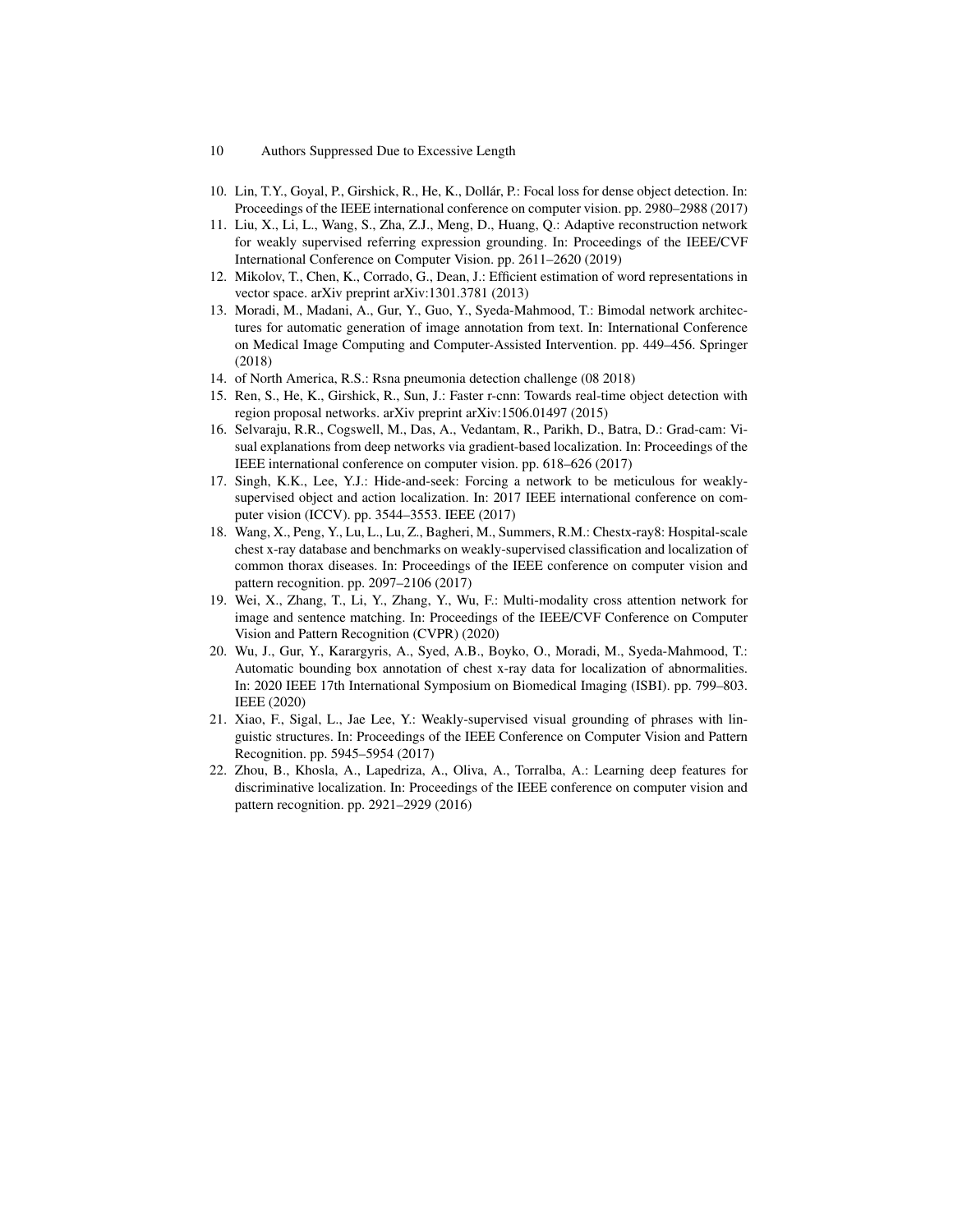10. Lin, T.Y., Goyal, P., Girshick, R., He, K., Dollár, P.: Focal loss for dense object detection. In: Proceedings of the IEEE international conference on computer vision. pp. 2980–2988 (2017)
11. Liu, X., Li, L., Wang, S., Zha, Z.J., Meng, D., Huang, Q.: Adaptive reconstruction network for weakly supervised referring expression grounding. In: Proceedings of the IEEE/CVF International Conference on Computer Vision. pp. 2611–2620 (2019)
12. Mikolov, T., Chen, K., Corrado, G., Dean, J.: Efficient estimation of word representations in vector space. arXiv preprint arXiv:1301.3781 (2013)
13. Moradi, M., Madani, A., Gur, Y., Guo, Y., Syeda-Mahmood, T.: Bimodal network architectures for automatic generation of image annotation from text. In: International Conference on Medical Image Computing and Computer-Assisted Intervention. pp. 449–456. Springer (2018)
14. of North America, R.S.: Rsna pneumonia detection challenge (08 2018)
15. Ren, S., He, K., Girshick, R., Sun, J.: Faster r-cnn: Towards real-time object detection with region proposal networks. arXiv preprint arXiv:1506.01497 (2015)
16. Selvaraju, R.R., Cogswell, M., Das, A., Vedantam, R., Parikh, D., Batra, D.: Grad-cam: Visual explanations from deep networks via gradient-based localization. In: Proceedings of the IEEE international conference on computer vision. pp. 618–626 (2017)
17. Singh, K.K., Lee, Y.J.: Hide-and-seek: Forcing a network to be meticulous for weakly-supervised object and action localization. In: 2017 IEEE international conference on computer vision (ICCV). pp. 3544–3553. IEEE (2017)
18. Wang, X., Peng, Y., Lu, L., Lu, Z., Bagheri, M., Summers, R.M.: Chestx-ray8: Hospital-scale chest x-ray database and benchmarks on weakly-supervised classification and localization of common thorax diseases. In: Proceedings of the IEEE conference on computer vision and pattern recognition. pp. 2097–2106 (2017)
19. Wei, X., Zhang, T., Li, Y., Zhang, Y., Wu, F.: Multi-modality cross attention network for image and sentence matching. In: Proceedings of the IEEE/CVF Conference on Computer Vision and Pattern Recognition (CVPR) (2020)
20. Wu, J., Gur, Y., Karargyris, A., Syed, A.B., Boyko, O., Moradi, M., Syeda-Mahmood, T.: Automatic bounding box annotation of chest x-ray data for localization of abnormalities. In: 2020 IEEE 17th International Symposium on Biomedical Imaging (ISBI). pp. 799–803. IEEE (2020)
21. Xiao, F., Sigal, L., Jae Lee, Y.: Weakly-supervised visual grounding of phrases with linguistic structures. In: Proceedings of the IEEE Conference on Computer Vision and Pattern Recognition. pp. 5945–5954 (2017)
22. Zhou, B., Khosla, A., Lapedriza, A., Oliva, A., Torralba, A.: Learning deep features for discriminative localization. In: Proceedings of the IEEE conference on computer vision and pattern recognition. pp. 2921–2929 (2016)